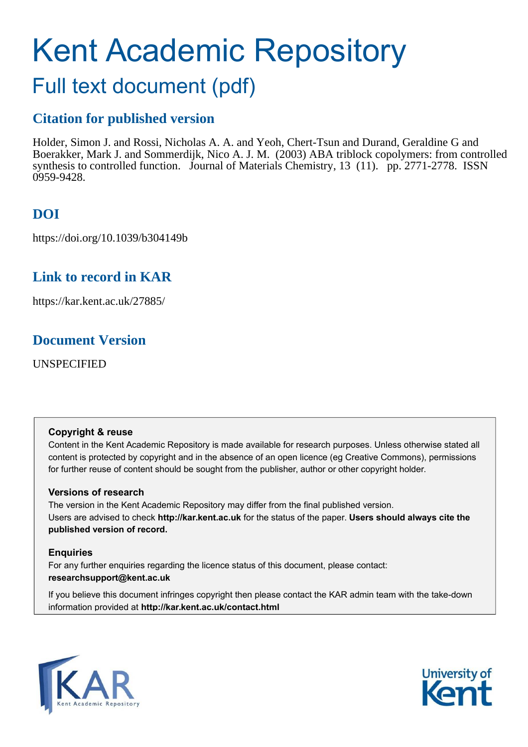# Kent Academic Repository

## Full text document (pdf)

### Citation for published version

Holder, Simon J. and Rossi, Nicholas A. A. and Yeoh, Chert-Tsun and Durand, Geraldine G and Boerakker, Mark J. and Sommerdijk, Nico A. J. M. (2003) ABA triblock copolymers: from controlled synthesis to controlled function. Journal of Materials Chemistry, 13 (11). pp. 2771-2778. ISSN 0959-9428.

### DOI

https://doi.org/10.1039/b304149b

### Link to record in KAR

https://kar.kent.ac.uk/27885/

### Document Version

UNSPECIFIED

**Copyright & reuse**

Content in the Kent Academic Repository is made available for research purposes. Unless otherwise stated all content is protected by copyright and in the absence of an open licence (eg Creative Commons), permissions for further reuse of content should be sought from the publisher, author or other copyright holder.

**Versions of research**

The version in the Kent Academic Repository may differ from the final published version. Users are advised to check **http://kar.kent.ac.uk** for the status of the paper. **Users should always cite the published version of record.**

**Enquiries**

For any further enquiries regarding the licence status of this document, please contact: **researchsupport@kent.ac.uk**

If you believe this document infringes copyright then please contact the KAR admin team with the take-down information provided at **http://kar.kent.ac.uk/contact.html**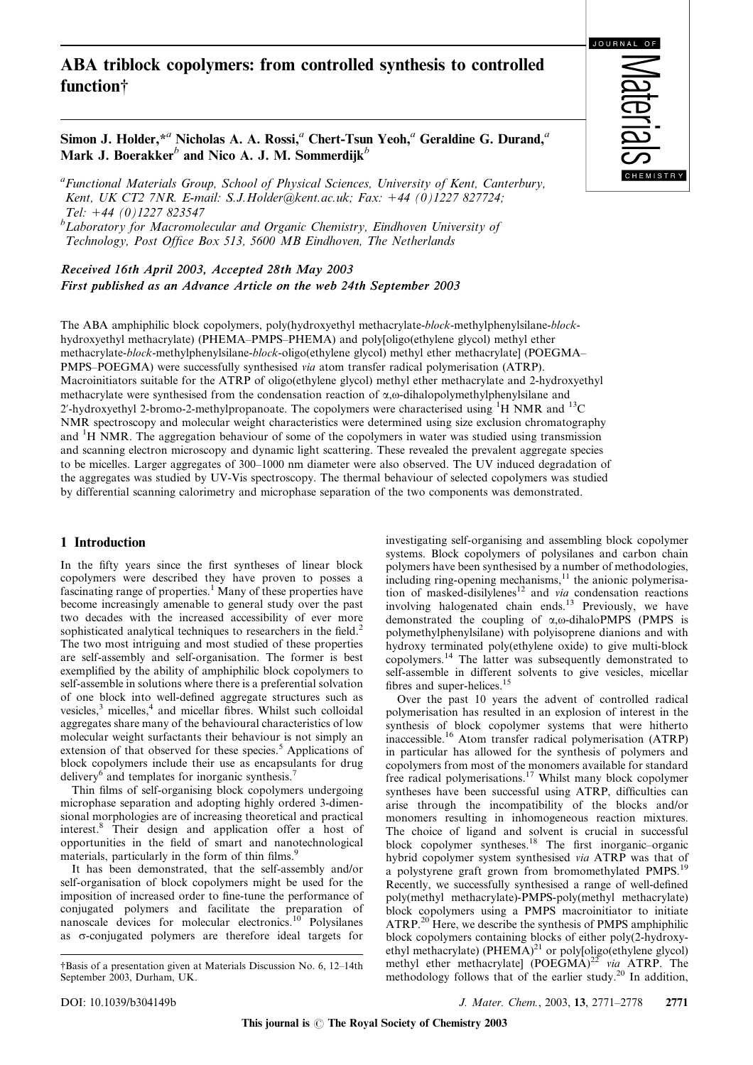# ABA triblock copolymers: from controlled synthesis to controlled function†

Simon J. Holder,*[a] Nicholas A. A. Rossi,[a] Chert-Tsun Yeoh,[a] Geraldine G. Durand,[a] Mark J. Boerakker[b] and Nico A. J. M. Sommerdijk[b]

[a]Functional Materials Group, School of Physical Sciences, University of Kent, Canterbury, Kent, UK CT2 7NR. E-mail: S.J.Holder@kent.ac.uk; Fax: +44 (0)1227 827724; Tel: +44 (0)1227 823547

[b]Laboratory for Macromolecular and Organic Chemistry, Eindhoven University of Technology, Post Office Box 513, 5600 MB Eindhoven, The Netherlands

*Received 16th April 2003, Accepted 28th May 2003*
*First published as an Advance Article on the web 24th September 2003*

The ABA amphiphilic block copolymers, poly(hydroxyethyl methacrylate-*block*-methylphenylsilane-*block*-hydroxyethyl methacrylate) (PHEMA–PMPS–PHEMA) and poly[oligo(ethylene glycol) methyl ether methacrylate-*block*-methylphenylsilane-*block*-oligo(ethylene glycol) methyl ether methacrylate] (POEGMA–PMPS–POEGMA) were successfully synthesised *via* atom transfer radical polymerisation (ATRP). Macroinitiators suitable for the ATRP of oligo(ethylene glycol) methyl ether methacrylate and 2-hydroxyethyl methacrylate were synthesised from the condensation reaction of α,ω-dihalopolymethylphenylsilane and 2′-hydroxyethyl 2-bromo-2-methylpropanoate. The copolymers were characterised using $^{1}H$ NMR and $^{13}C$ NMR spectroscopy and molecular weight characteristics were determined using size exclusion chromatography and $^{1}H$ NMR. The aggregation behaviour of some of the copolymers in water was studied using transmission and scanning electron microscopy and dynamic light scattering. These revealed the prevalent aggregate species to be micelles. Larger aggregates of 300–1000 nm diameter were also observed. The UV induced degradation of the aggregates was studied by UV-Vis spectroscopy. The thermal behaviour of selected copolymers was studied by differential scanning calorimetry and microphase separation of the two components was demonstrated.

## 1 Introduction

In the fifty years since the first syntheses of linear block copolymers were described they have proven to posses a fascinating range of properties.[1] Many of these properties have become increasingly amenable to general study over the past two decades with the increased accessibility of ever more sophisticated analytical techniques to researchers in the field.[2] The two most intriguing and most studied of these properties are self-assembly and self-organisation. The former is best exemplified by the ability of amphiphilic block copolymers to self-assemble in solutions where there is a preferential solvation of one block into well-defined aggregate structures such as vesicles,[3] micelles,[4] and micellar fibres. Whilst such colloidal aggregates share many of the behavioural characteristics of low molecular weight surfactants their behaviour is not simply an extension of that observed for these species.[5] Applications of block copolymers include their use as encapsulants for drug delivery[6] and templates for inorganic synthesis.[7]

Thin films of self-organising block copolymers undergoing microphase separation and adopting highly ordered 3-dimensional morphologies are of increasing theoretical and practical interest.[8] Their design and application offer a host of opportunities in the field of smart and nanotechnological materials, particularly in the form of thin films.[9]

It has been demonstrated, that the self-assembly and/or self-organisation of block copolymers might be used for the imposition of increased order to fine-tune the performance of conjugated polymers and facilitate the preparation of nanoscale devices for molecular electronics.[10] Polysilanes as σ-conjugated polymers are therefore ideal targets for investigating self-organising and assembling block copolymer systems. Block copolymers of polysilanes and carbon chain polymers have been synthesised by a number of methodologies, including ring-opening mechanisms,[11] the anionic polymerisation of masked-disilylenes[12] and *via* condensation reactions involving halogenated chain ends.[13] Previously, we have demonstrated the coupling of α,ω-dihaloPMPS (PMPS is polymethylphenylsilane) with polyisoprene dianions and with hydroxy terminated poly(ethylene oxide) to give multi-block copolymers.[14] The latter was subsequently demonstrated to self-assemble in different solvents to give vesicles, micellar fibres and super-helices.[15]

Over the past 10 years the advent of controlled radical polymerisation has resulted in an explosion of interest in the synthesis of block copolymer systems that were hitherto inaccessible.[16] Atom transfer radical polymerisation (ATRP) in particular has allowed for the synthesis of polymers and copolymers from most of the monomers available for standard free radical polymerisations.[17] Whilst many block copolymer syntheses have been successful using ATRP, difficulties can arise through the incompatibility of the blocks and/or monomers resulting in inhomogeneous reaction mixtures. The choice of ligand and solvent is crucial in successful block copolymer syntheses.[18] The first inorganic–organic hybrid copolymer system synthesised *via* ATRP was that of a polystyrene graft grown from bromomethylated PMPS.[19] Recently, we successfully synthesised a range of well-defined poly(methyl methacrylate)-PMPS-poly(methyl methacrylate) block copolymers using a PMPS macroinitiator to initiate ATRP.[20] Here, we describe the synthesis of PMPS amphiphilic block copolymers containing blocks of either poly(2-hydroxyethyl methacrylate) (PHEMA)[21] or poly[oligo(ethylene glycol) methyl ether methacrylate] (POEGMA)[22] *via* ATRP. The methodology follows that of the earlier study.[20] In addition,

†Basis of a presentation given at Materials Discussion No. 6, 12–14th September 2003, Durham, UK.

DOI: 10.1039/b304149b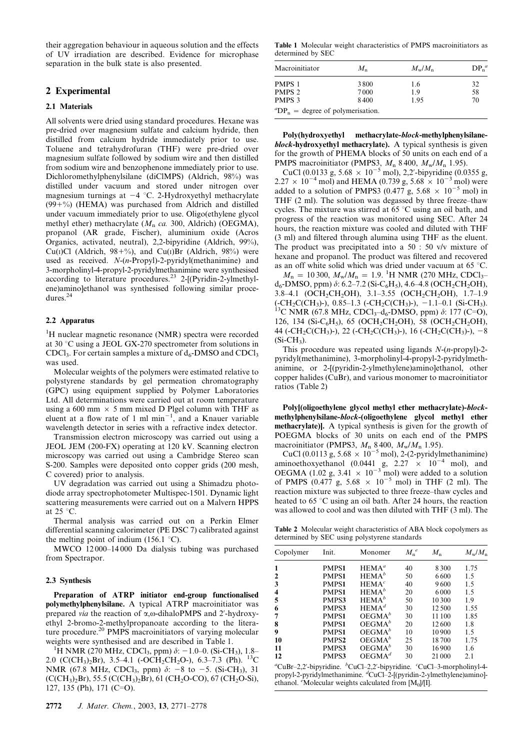their aggregation behaviour in aqueous solution and the effects of UV irradiation are described. Evidence for microphase separation in the bulk state is also presented.

## 2 Experimental

### 2.1 Materials

All solvents were dried using standard procedures. Hexane was pre-dried over magnesium sulfate and calcium hydride, then distilled from calcium hydride immediately prior to use. Toluene and tetrahydrofuran (THF) were pre-dried over magnesium sulfate followed by sodium wire and then distilled from sodium wire and benzophenone immediately prior to use. Dichloromethylphenylsilane (diClMPS) (Aldrich, 98%) was distilled under vacuum and stored under nitrogen over magnesium turnings at −4 °C. 2-Hydroxyethyl methacrylate (99+%) (HEMA) was purchased from Aldrich and distilled under vacuum immediately prior to use. Oligo(ethylene glycol methyl ether) methacrylate ($M_n$ *ca.* 300, Aldrich) (OEGMA), propanol (AR grade, Fischer), aluminium oxide (Acros Organics, activated, neutral), 2,2-bipyridine (Aldrich, 99%), Cu(I)Cl (Aldrich, 98+%), and Cu(I)Br (Aldrich, 98%) were used as received. *N*-(*n*-Propyl)-2-pyridyl(methanimine) and 3-morpholinyl-4-propyl-2-pyridylmethanimine were synthesised according to literature procedures.[23] 2-[(Pyridin-2-ylmethylene)amino]ethanol was synthesised following similar procedures.[24]

### 2.2 Apparatus

$^1$H nuclear magnetic resonance (NMR) spectra were recorded at 30 °C using a JEOL GX-270 spectrometer from solutions in $CDCl_3$. For certain samples a mixture of $d_6$-DMSO and $CDCl_3$ was used.

Molecular weights of the polymers were estimated relative to polystyrene standards by gel permeation chromatography (GPC) using equipment supplied by Polymer Laboratories Ltd. All determinations were carried out at room temperature using a 600 mm × 5 mm mixed D Plgel column with THF as eluent at a flow rate of 1 ml $min^{-1}$, and a Knauer variable wavelength detector in series with a refractive index detector.

Transmission electron microscopy was carried out using a JEOL JEM (200-FX) operating at 120 kV. Scanning electron microscopy was carried out using a Cambridge Stereo scan S-200. Samples were deposited onto copper grids (200 mesh, C covered) prior to analysis.

UV degradation was carried out using a Shimadzu photodiode array spectrophotometer Multispec-1501. Dynamic light scattering measurements were carried out on a Malvern HPPS at 25 °C.

Thermal analysis was carried out on a Perkin Elmer differential scanning calorimeter (PE DSC 7) calibrated against the melting point of indium (156.1 °C).

MWCO 12 000–14 000 Da dialysis tubing was purchased from Spectrapor.

### 2.3 Synthesis

**Preparation of ATRP initiator end-group functionalised polymethylphenylsilane.** A typical ATRP macroinitiator was prepared *via* the reaction of α,ω-dihaloPMPS and 2′-hydroxyethyl 2-bromo-2-methylpropanoate according to the literature procedure.[20] PMPS macroinitiators of varying molecular weights were synthesised and are described in Table 1.

$^1$H NMR (270 MHz, $CDCl_3$, ppm) δ: −1.0–0. (Si-$CH_3$), 1.8–2.0 ($C(CH_3)_2Br$), 3.5–4.1 (-$OCH_2CH_2O$-), 6.3–7.3 (Ph). $^{13}$C NMR (67.8 MHz, $CDCl_3$, ppm) δ: −8 to −5. (Si-$CH_3$), 31 ($C(CH_3)_2Br$), 55.5 ($C(CH_3)_2Br$), 61 ($CH_2O$-CO), 67 ($CH_2O$-Si), 127, 135 (Ph), 171 (C=O).

**Table 1** Molecular weight characteristics of PMPS macroinitiators as determined by SEC

| Macroinitiator | $M_n$ | $M_w/M_n$ | $DP_n$[a] |
|---|---|---|---|
| PMPS 1 | 3 800 | 1.6 | 32 |
| PMPS 2 | 7 000 | 1.9 | 58 |
| PMPS 3 | 8 400 | 1.95 | 70 |

[a] $DP_n$ = degree of polymerisation.

**Poly(hydroxyethyl methacrylate-*block*-methylphenylsilane-*block*-hydroxyethyl methacrylate).** A typical synthesis is given for the growth of PHEMA blocks of 50 units on each end of a PMPS macroinitiator (PMPS3, $M_n$ 8 400, $M_w/M_n$ 1.95).

CuCl (0.0133 g, 5.68 × $10^{-5}$ mol), 2,2′-bipyridine (0.0355 g, 2.27 × $10^{-4}$ mol) and HEMA (0.739 g, 5.68 × $10^{-3}$ mol) were added to a solution of PMPS3 (0.477 g, 5.68 × $10^{-5}$ mol) in THF (2 ml). The solution was degassed by three freeze–thaw cycles. The mixture was stirred at 65 °C using an oil bath, and progress of the reaction was monitored using SEC. After 24 hours, the reaction mixture was cooled and diluted with THF (3 ml) and filtered through alumina using THF as the eluent. The product was precipitated into a 50 : 50 v/v mixture of hexane and propanol. The product was filtered and recovered as an off white solid which was dried under vacuum at 65 °C.

$M_n$ = 10 300, $M_w/M_n$ = 1.9. $^1$H NMR (270 MHz, $CDCl_3$–$d_6$-DMSO, ppm) δ: 6.2–7.2 (Si-$C_6H_5$), 4.6–4.8 ($OCH_2CH_2OH$), 3.8–4.1 ($OCH_2CH_2OH$), 3.1–3.55 ($OCH_2CH_2OH$), 1.7–1.9 (-$CH_2C(CH_3)$-), 0.85–1.3 (-$CH_2C(CH_3)$-), −1.1–0.1 (Si-$CH_3$). $^{13}$C NMR (67.8 MHz, $CDCl_3$–$d_6$-DMSO, ppm) δ: 177 (C=O), 126, 134 (Si-$C_6H_5$), 65 ($OCH_2CH_2OH$), 58 ($OCH_2CH_2OH$), 44 (-$CH_2C(CH_3)$-), 22 (-$CH_2C(CH_3)$-), 16 (-$CH_2C(CH_3)$-), −8 (Si-$CH_3$).

This procedure was repeated using ligands *N*-(*n*-propyl)-2-pyridyl(methanimine), 3-morpholinyl-4-propyl-2-pyridylmethanimine, or 2-[(pyridin-2-ylmethylene)amino]ethanol, other copper halides (CuBr), and various monomer to macroinitiator ratios (Table 2)

**Poly[(oligoethylene glycol methyl ether methacrylate)-*block*-methylphenylsilane-*block*-(oligoethylene glycol methyl ether methacrylate)].** A typical synthesis is given for the growth of POEGMA blocks of 30 units on each end of the PMPS macroinitiator (PMPS3, $M_n$ 8 400, $M_w/M_n$ 1.95).

CuCl (0.0113 g, 5.68 × $10^{-5}$ mol), 2-(2-pyridylmethanimine) aminoethoxyethanol (0.0441 g, 2.27 × $10^{-4}$ mol), and OEGMA (1.02 g, 3.41 × $10^{-3}$ mol) were added to a solution of PMPS (0.477 g, 5.68 × $10^{-5}$ mol) in THF (2 ml). The reaction mixture was subjected to three freeze–thaw cycles and heated to 65 °C using an oil bath. After 24 hours, the reaction was allowed to cool and was then diluted with THF (3 ml). The

**Table 2** Molecular weight characteristics of ABA block copolymers as determined by SEC using polystyrene standards

| Copolymer | Init. | Monomer | $M_n$[e] | $M_n$ | $M_w/M_n$ |
|---|---|---|---|---|---|
| 1 | PMPS1 | HEMA[a] | 40 | 8 300 | 1.75 |
| 2 | PMPS1 | HEMA[b] | 50 | 6 600 | 1.5 |
| 3 | PMPS1 | HEMA[c] | 40 | 9 600 | 1.5 |
| 4 | PMPS1 | HEMA[b] | 20 | 6 000 | 1.5 |
| 5 | PMPS3 | HEMA[b] | 50 | 10 300 | 1.9 |
| 6 | PMPS3 | HEMA[d] | 30 | 12 500 | 1.55 |
| 7 | PMPS1 | OEGMA[b] | 30 | 11 100 | 1.85 |
| 8 | PMPS1 | OEGMA[b] | 20 | 12 600 | 1.8 |
| 9 | PMPS1 | OEGMA[b] | 10 | 10 900 | 1.5 |
| 10 | PMPS2 | OEGMA[b] | 25 | 18 700 | 1.75 |
| 11 | PMPS3 | OEGMA[b] | 30 | 16 900 | 1.6 |
| 12 | PMPS3 | OEGMA[d] | 30 | 21 000 | 2.1 |

[a] CuBr–2,2′-bipyridine. [b] CuCl–2,2′-bipyridine. [c] CuCl–3-morpholinyl-4-propyl-2-pyridylmethanimine. [d] CuCl–2-[(pyridin-2-ylmethylene)amino]ethanol. [e] Molecular weights calculated from $[M_0]/[I]$.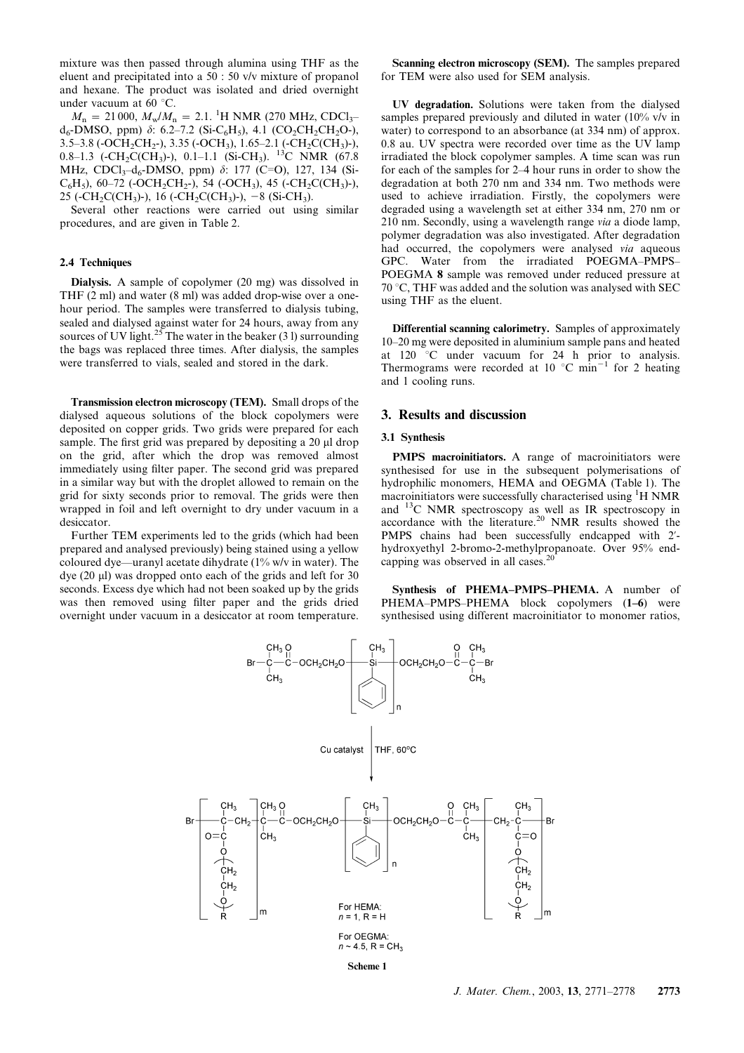mixture was then passed through alumina using THF as the eluent and precipitated into a 50 : 50 v/v mixture of propanol and hexane. The product was isolated and dried overnight under vacuum at 60 °C.

$M_n$ = 21 000, $M_w/M_n$ = 2.1. $^1$H NMR (270 MHz, $CDCl_3$–$d_6$-DMSO, ppm) δ: 6.2–7.2 (Si-$C_6H_5$), 4.1 ($CO_2CH_2CH_2O$-), 3.5–3.8 (-$OCH_2CH_2$-), 3.35 (-$OCH_3$), 1.65–2.1 (-$CH_2C(CH_3)$-), 0.8–1.3 (-$CH_2C(CH_3)$-), 0.1–1.1 (Si-$CH_3$). $^{13}$C NMR (67.8 MHz, $CDCl_3$–$d_6$-DMSO, ppm) δ: 177 (C=O), 127, 134 (Si-$C_6H_5$), 60–72 (-$OCH_2CH_2$-), 54 (-$OCH_3$), 45 (-$CH_2C(CH_3)$-), 25 (-$CH_2C(CH_3)$-), 16 (-$CH_2C(CH_3)$-), −8 (Si-$CH_3$).

Several other reactions were carried out using similar procedures, and are given in Table 2.

### 2.4 Techniques

**Dialysis.** A sample of copolymer (20 mg) was dissolved in THF (2 ml) and water (8 ml) was added drop-wise over a one-hour period. The samples were transferred to dialysis tubing, sealed and dialysed against water for 24 hours, away from any sources of UV light.[25] The water in the beaker (3 l) surrounding the bags was replaced three times. After dialysis, the samples were transferred to vials, sealed and stored in the dark.

**Transmission electron microscopy (TEM).** Small drops of the dialysed aqueous solutions of the block copolymers were deposited on copper grids. Two grids were prepared for each sample. The first grid was prepared by depositing a 20 μl drop on the grid, after which the drop was removed almost immediately using filter paper. The second grid was prepared in a similar way but with the droplet allowed to remain on the grid for sixty seconds prior to removal. The grids were then wrapped in foil and left overnight to dry under vacuum in a desiccator.

Further TEM experiments led to the grids (which had been prepared and analysed previously) being stained using a yellow coloured dye—uranyl acetate dihydrate (1% w/v in water). The dye (20 μl) was dropped onto each of the grids and left for 30 seconds. Excess dye which had not been soaked up by the grids was then removed using filter paper and the grids dried overnight under vacuum in a desiccator at room temperature.

**Scanning electron microscopy (SEM).** The samples prepared for TEM were also used for SEM analysis.

**UV degradation.** Solutions were taken from the dialysed samples prepared previously and diluted in water (10% v/v in water) to correspond to an absorbance (at 334 nm) of approx. 0.8 au. UV spectra were recorded over time as the UV lamp irradiated the block copolymer samples. A time scan was run for each of the samples for 2–4 hour runs in order to show the degradation at both 270 nm and 334 nm. Two methods were used to achieve irradiation. Firstly, the copolymers were degraded using a wavelength set at either 334 nm, 270 nm or 210 nm. Secondly, using a wavelength range *via* a diode lamp, polymer degradation was also investigated. After degradation had occurred, the copolymers were analysed *via* aqueous GPC. Water from the irradiated POEGMA–PMPS–POEGMA **8** sample was removed under reduced pressure at 70 °C, THF was added and the solution was analysed with SEC using THF as the eluent.

**Differential scanning calorimetry.** Samples of approximately 10–20 mg were deposited in aluminium sample pans and heated at 120 °C under vacuum for 24 h prior to analysis. Thermograms were recorded at 10 °C min$^{-1}$ for 2 heating and 1 cooling runs.

## 3. Results and discussion

### 3.1 Synthesis

**PMPS macroinitiators.** A range of macroinitiators were synthesised for use in the subsequent polymerisations of hydrophilic monomers, HEMA and OEGMA (Table 1). The macroinitiators were successfully characterised using $^1$H NMR and $^{13}$C NMR spectroscopy as well as IR spectroscopy in accordance with the literature.[20] NMR results showed the PMPS chains had been successfully endcapped with 2′-hydroxyethyl 2-bromo-2-methylpropanoate. Over 95% end-capping was observed in all cases.[20]

**Synthesis of PHEMA–PMPS–PHEMA.** A number of PHEMA–PMPS–PHEMA block copolymers (**1–6**) were synthesised using different macroinitiator to monomer ratios,

Cu catalyst | THF, 60°C

For HEMA: $n$ = 1, R = H

For OEGMA: $n$ ~ 4.5, R = $CH_3$

**Scheme 1**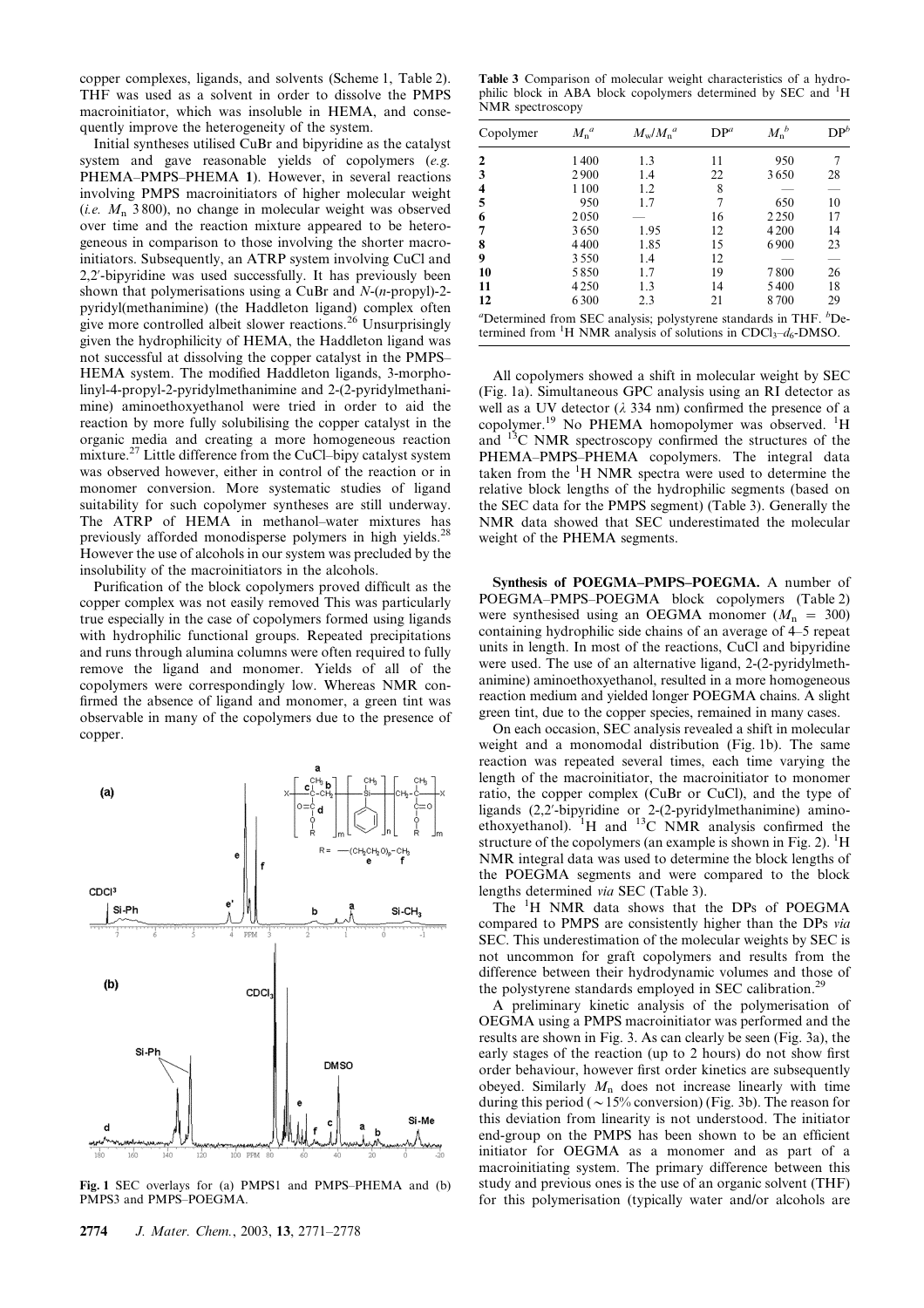copper complexes, ligands, and solvents (Scheme 1, Table 2). THF was used as a solvent in order to dissolve the PMPS macroinitiator, which was insoluble in HEMA, and consequently improve the heterogeneity of the system.

Initial syntheses utilised CuBr and bipyridine as the catalyst system and gave reasonable yields of copolymers (*e.g.* PHEMA–PMPS–PHEMA **1**). However, in several reactions involving PMPS macroinitiators of higher molecular weight (*i.e.* $M_n$ 3 800), no change in molecular weight was observed over time and the reaction mixture appeared to be heterogeneous in comparison to those involving the shorter macroinitiators. Subsequently, an ATRP system involving CuCl and 2,2′-bipyridine was used successfully. It has previously been shown that polymerisations using a CuBr and *N*-(*n*-propyl)-2-pyridyl(methanimine) (the Haddleton ligand) complex often give more controlled albeit slower reactions.[26] Unsurprisingly given the hydrophilicity of HEMA, the Haddleton ligand was not successful at dissolving the copper catalyst in the PMPS–HEMA system. The modified Haddleton ligands, 3-morpholinyl-4-propyl-2-pyridylmethanimine and 2-(2-pyridylmethanimine) aminoethoxyethanol were tried in order to aid the reaction by more fully solubilising the copper catalyst in the organic media and creating a more homogeneous reaction mixture.[27] Little difference from the CuCl–bipy catalyst system was observed however, either in control of the reaction or in monomer conversion. More systematic studies of ligand suitability for such copolymer syntheses are still underway. The ATRP of HEMA in methanol–water mixtures has previously afforded monodisperse polymers in high yields.[28] However the use of alcohols in our system was precluded by the insolubility of the macroinitiators in the alcohols.

Purification of the block copolymers proved difficult as the copper complex was not easily removed This was particularly true especially in the case of copolymers formed using ligands with hydrophilic functional groups. Repeated precipitations and runs through alumina columns were often required to fully remove the ligand and monomer. Yields of all of the copolymers were correspondingly low. Whereas NMR confirmed the absence of ligand and monomer, a green tint was observable in many of the copolymers due to the presence of copper.

**Fig. 1** SEC overlays for (a) PMPS1 and PMPS–PHEMA and (b) PMPS3 and PMPS–POEGMA.

**Table 3** Comparison of molecular weight characteristics of a hydrophilic block in ABA block copolymers determined by SEC and $^1$H NMR spectroscopy

| Copolymer | $M_n$[a] | $M_w/M_n$[a] | DP[a] | $M_n$[b] | DP[b] |
|---|---|---|---|---|---|
| **2** | 1 400 | 1.3 | 11 | 950 | 7 |
| **3** | 2 900 | 1.4 | 22 | 3 650 | 28 |
| **4** | 1 100 | 1.2 | 8 | — | — |
| **5** | 950 | 1.7 | 7 | 650 | 10 |
| **6** | 2 050 | — | 16 | 2 250 | 17 |
| **7** | 3 650 | 1.95 | 12 | 4 200 | 14 |
| **8** | 4 400 | 1.85 | 15 | 6 900 | 23 |
| **9** | 3 550 | 1.4 | 12 | — | — |
| **10** | 5 850 | 1.7 | 19 | 7 800 | 26 |
| **11** | 4 250 | 1.3 | 14 | 5 400 | 18 |
| **12** | 6 300 | 2.3 | 21 | 8 700 | 29 |

[a]Determined from SEC analysis; polystyrene standards in THF. [b]Determined from $^1$H NMR analysis of solutions in $CDCl_3$–$d_6$-DMSO.

All copolymers showed a shift in molecular weight by SEC (Fig. 1a). Simultaneous GPC analysis using an RI detector as well as a UV detector ($\lambda$ 334 nm) confirmed the presence of a copolymer.[19] No PHEMA homopolymer was observed. $^1$H and $^{13}$C NMR spectroscopy confirmed the structures of the PHEMA–PMPS–PHEMA copolymers. The integral data taken from the $^1$H NMR spectra were used to determine the relative block lengths of the hydrophilic segments (based on the SEC data for the PMPS segment) (Table 3). Generally the NMR data showed that SEC underestimated the molecular weight of the PHEMA segments.

**Synthesis of POEGMA–PMPS–POEGMA.** A number of POEGMA–PMPS–POEGMA block copolymers (Table 2) were synthesised using an OEGMA monomer ($M_n$ = 300) containing hydrophilic side chains of an average of 4–5 repeat units in length. In most of the reactions, CuCl and bipyridine were used. The use of an alternative ligand, 2-(2-pyridylmethanimine) aminoethoxyethanol, resulted in a more homogeneous reaction medium and yielded longer POEGMA chains. A slight green tint, due to the copper species, remained in many cases.

On each occasion, SEC analysis revealed a shift in molecular weight and a monomodal distribution (Fig. 1b). The same reaction was repeated several times, each time varying the length of the macroinitiator, the macroinitiator to monomer ratio, the copper complex (CuBr or CuCl), and the type of ligands (2,2′-bipyridine or 2-(2-pyridylmethanimine) aminoethoxyethanol). $^1$H and $^{13}$C NMR analysis confirmed the structure of the copolymers (an example is shown in Fig. 2). $^1$H NMR integral data was used to determine the block lengths of the POEGMA segments and were compared to the block lengths determined *via* SEC (Table 3).

The $^1$H NMR data shows that the DPs of POEGMA compared to PMPS are consistently higher than the DPs *via* SEC. This underestimation of the molecular weights by SEC is not uncommon for graft copolymers and results from the difference between their hydrodynamic volumes and those of the polystyrene standards employed in SEC calibration.[29]

A preliminary kinetic analysis of the polymerisation of OEGMA using a PMPS macroinitiator was performed and the results are shown in Fig. 3. As can clearly be seen (Fig. 3a), the early stages of the reaction (up to 2 hours) do not show first order behaviour, however first order kinetics are subsequently obeyed. Similarly $M_n$ does not increase linearly with time during this period (~15% conversion) (Fig. 3b). The reason for this deviation from linearity is not understood. The initiator end-group on the PMPS has been shown to be an efficient initiator for OEGMA as a monomer and as part of a macroinitiating system. The primary difference between this study and previous ones is the use of an organic solvent (THF) for this polymerisation (typically water and/or alcohols are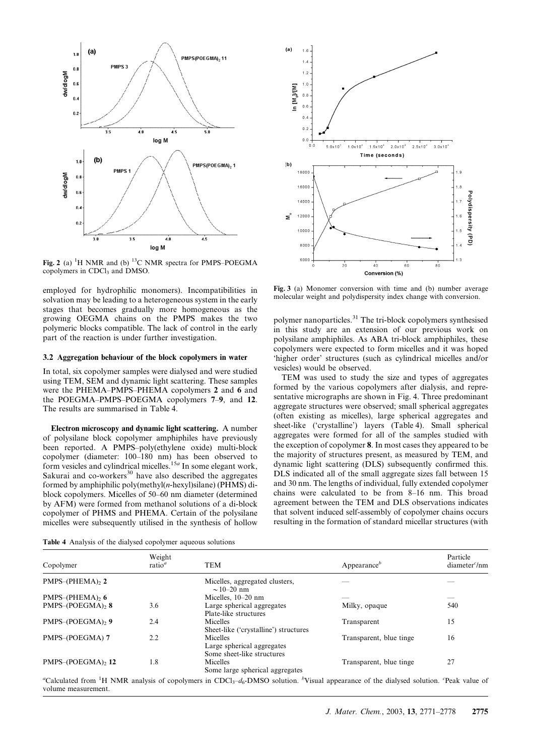**Fig. 2** (a) $^1H$ NMR and (b) $^{13}C$ NMR spectra for PMPS–POEGMA copolymers in $CDCl_3$ and DMSO.

**Fig. 3** (a) Monomer conversion with time and (b) number average molecular weight and polydispersity index change with conversion.

employed for hydrophilic monomers). Incompatibilities in solvation may be leading to a heterogeneous system in the early stages that becomes gradually more homogeneous as the growing OEGMA chains on the PMPS makes the two polymeric blocks compatible. The lack of control in the early part of the reaction is under further investigation.

### 3.2 Aggregation behaviour of the block copolymers in water

In total, six copolymer samples were dialysed and were studied using TEM, SEM and dynamic light scattering. These samples were the PHEMA–PMPS–PHEMA copolymers **2** and **6** and the POEGMA–PMPS–POEGMA copolymers **7**–**9**, and **12**. The results are summarised in Table 4.

**Electron microscopy and dynamic light scattering.** A number of polysilane block copolymer amphiphiles have previously been reported. A PMPS–poly(ethylene oxide) multi-block copolymer (diameter: 100–180 nm) has been observed to form vesicles and cylindrical micelles.[15a] In some elegant work, Sakurai and co-workers[30] have also described the aggregates formed by amphiphilic poly(methyl(*n*-hexyl)silane) (PHMS) di-block copolymers. Micelles of 50–60 nm diameter (determined by AFM) were formed from methanol solutions of a di-block copolymer of PHMS and PHEMA. Certain of the polysilane micelles were subsequently utilised in the synthesis of hollow polymer nanoparticles.[31] The tri-block copolymers synthesised in this study are an extension of our previous work on polysilane amphiphiles. As ABA tri-block amphiphiles, these copolymers were expected to form micelles and it was hoped 'higher order' structures (such as cylindrical micelles and/or vesicles) would be observed.

TEM was used to study the size and types of aggregates formed by the various copolymers after dialysis, and representative micrographs are shown in Fig. 4. Three predominant aggregate structures were observed; small spherical aggregates (often existing as micelles), large spherical aggregates and sheet-like ('crystalline') layers (Table 4). Small spherical aggregates were formed for all of the samples studied with the exception of copolymer **8**. In most cases they appeared to be the majority of structures present, as measured by TEM, and dynamic light scattering (DLS) subsequently confirmed this. DLS indicated all of the small aggregate sizes fall between 15 and 30 nm. The lengths of individual, fully extended copolymer chains were calculated to be from 8–16 nm. This broad agreement between the TEM and DLS observations indicates that solvent induced self-assembly of copolymer chains occurs resulting in the formation of standard micellar structures (with

**Table 4** Analysis of the dialysed copolymer aqueous solutions

| Copolymer | Weight ratio[a] | TEM | Appearance[b] | Particle diameter[c]/nm |
|---|---|---|---|---|
| PMPS–$(PHEMA)_2$ **2** | | Micelles, aggregated clusters, ~10–20 nm | — | — |
| PMPS–$(PHEMA)_2$ **6** | | Micelles, 10–20 nm | — | — |
| PMPS–$(POEGMA)_2$ **8** | 3.6 | Large spherical aggregates<br>Plate-like structures | Milky, opaque | 540 |
| PMPS–$(POEGMA)_2$ **9** | 2.4 | Micelles<br>Sheet-like ('crystalline') structures | Transparent | 15 |
| PMPS–(POEGMA) **7** | 2.2 | Micelles<br>Large spherical aggregates<br>Some sheet-like structures | Transparent, blue tinge | 16 |
| PMPS–$(POEGMA)_2$ **12** | 1.8 | Micelles<br>Some large spherical aggregates | Transparent, blue tinge | 27 |

[a]Calculated from $^1H$ NMR analysis of copolymers in $CDCl_3$–$d_6$-DMSO solution. [b]Visual appearance of the dialysed solution. [c]Peak value of volume measurement.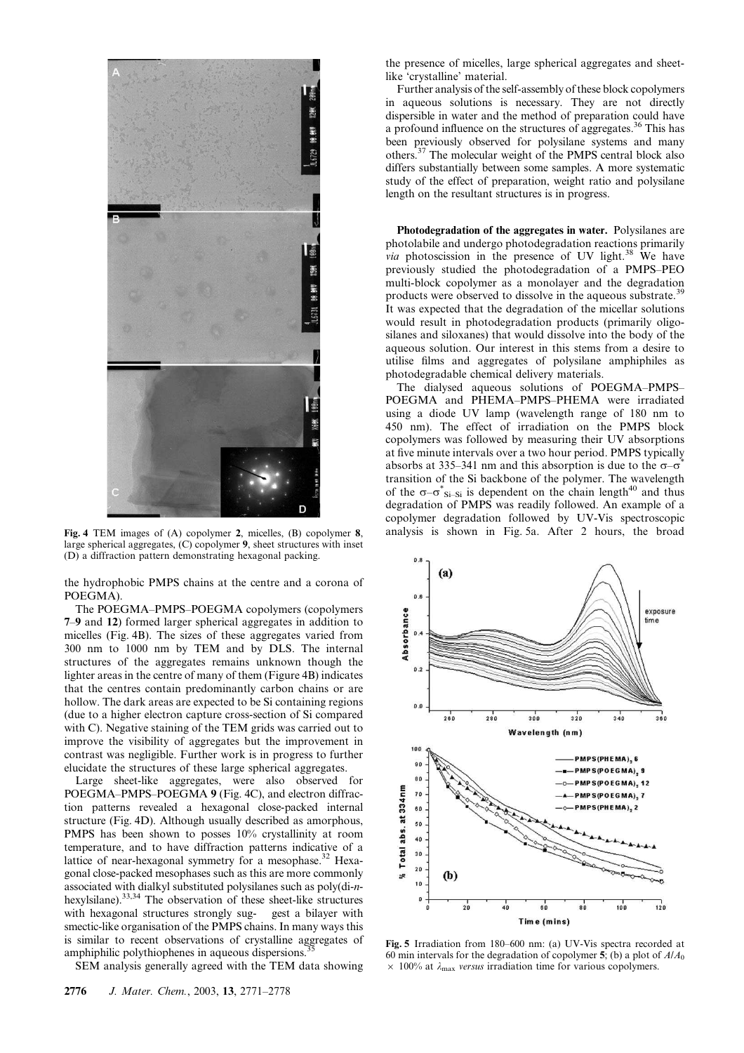Fig. 4 TEM images of (A) copolymer **2**, micelles, (B) copolymer **8**, large spherical aggregates, (C) copolymer **9**, sheet structures with inset (D) a diffraction pattern demonstrating hexagonal packing.

the hydrophobic PMPS chains at the centre and a corona of POEGMA).

The POEGMA–PMPS–POEGMA copolymers (copolymers **7**–**9** and **12**) formed larger spherical aggregates in addition to micelles (Fig. 4B). The sizes of these aggregates varied from 300 nm to 1000 nm by TEM and by DLS. The internal structures of the aggregates remains unknown though the lighter areas in the centre of many of them (Figure 4B) indicates that the centres contain predominantly carbon chains or are hollow. The dark areas are expected to be Si containing regions (due to a higher electron capture cross-section of Si compared with C). Negative staining of the TEM grids was carried out to improve the visibility of aggregates but the improvement in contrast was negligible. Further work is in progress to further elucidate the structures of these large spherical aggregates.

Large sheet-like aggregates, were also observed for POEGMA–PMPS–POEGMA **9** (Fig. 4C), and electron diffraction patterns revealed a hexagonal close-packed internal structure (Fig. 4D). Although usually described as amorphous, PMPS has been shown to posses 10% crystallinity at room temperature, and to have diffraction patterns indicative of a lattice of near-hexagonal symmetry for a mesophase.[32] Hexagonal close-packed mesophases such as this are more commonly associated with dialkyl substituted polysilanes such as poly(di-*n*-hexylsilane).[33,34] The observation of these sheet-like structures with hexagonal structures strongly suggest a bilayer with smectic-like organisation of the PMPS chains. In many ways this is similar to recent observations of crystalline aggregates of amphiphilic polythiophenes in aqueous dispersions.[35]

SEM analysis generally agreed with the TEM data showing the presence of micelles, large spherical aggregates and sheet-like 'crystalline' material.

Further analysis of the self-assembly of these block copolymers in aqueous solutions is necessary. They are not directly dispersible in water and the method of preparation could have a profound influence on the structures of aggregates.[36] This has been previously observed for polysilane systems and many others.[37] The molecular weight of the PMPS central block also differs substantially between some samples. A more systematic study of the effect of preparation, weight ratio and polysilane length on the resultant structures is in progress.

**Photodegradation of the aggregates in water.** Polysilanes are photolabile and undergo photodegradation reactions primarily *via* photoscission in the presence of UV light.[38] We have previously studied the photodegradation of a PMPS–PEO multi-block copolymer as a monolayer and the degradation products were observed to dissolve in the aqueous substrate.[39] It was expected that the degradation of the micellar solutions would result in photodegradation products (primarily oligosilanes and siloxanes) that would dissolve into the body of the aqueous solution. Our interest in this stems from a desire to utilise films and aggregates of polysilane amphiphiles as photodegradable chemical delivery materials.

The dialysed aqueous solutions of POEGMA–PMPS–POEGMA and PHEMA–PMPS–PHEMA were irradiated using a diode UV lamp (wavelength range of 180 nm to 450 nm). The effect of irradiation on the PMPS block copolymers was followed by measuring their UV absorptions at five minute intervals over a two hour period. PMPS typically absorbs at 335–341 nm and this absorption is due to the $\sigma$–$\sigma^*$ transition of the Si backbone of the polymer. The wavelength of the $\sigma$–$\sigma^*_{Si-Si}$ is dependent on the chain length[40] and thus degradation of PMPS was readily followed. An example of a copolymer degradation followed by UV-Vis spectroscopic analysis is shown in Fig. 5a. After 2 hours, the broad

Fig. 5 Irradiation from 180–600 nm: (a) UV-Vis spectra recorded at 60 min intervals for the degradation of copolymer **5**; (b) a plot of $A/A_0 \times 100\%$ at $\lambda_{max}$ *versus* irradiation time for various copolymers.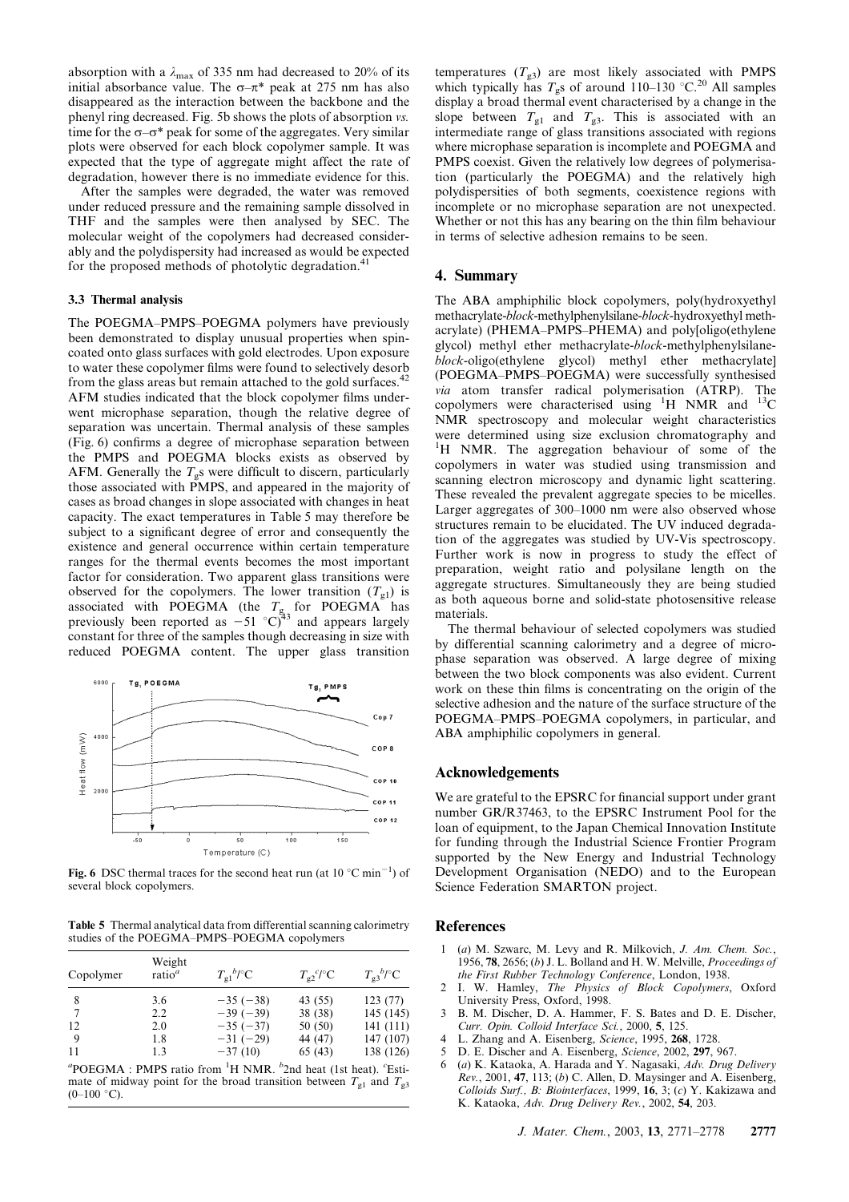absorption with a $\lambda_{max}$ of 335 nm had decreased to 20% of its initial absorbance value. The $\sigma$–$\pi$* peak at 275 nm has also disappeared as the interaction between the backbone and the phenyl ring decreased. Fig. 5b shows the plots of absorption *vs.* time for the $\sigma$–$\sigma$* peak for some of the aggregates. Very similar plots were observed for each block copolymer sample. It was expected that the type of aggregate might affect the rate of degradation, however there is no immediate evidence for this.

After the samples were degraded, the water was removed under reduced pressure and the remaining sample dissolved in THF and the samples were then analysed by SEC. The molecular weight of the copolymers had decreased considerably and the polydispersity had increased as would be expected for the proposed methods of photolytic degradation.[41]

### 3.3 Thermal analysis

The POEGMA–PMPS–POEGMA polymers have previously been demonstrated to display unusual properties when spin-coated onto glass surfaces with gold electrodes. Upon exposure to water these copolymer films were found to selectively desorb from the glass areas but remain attached to the gold surfaces.[42] AFM studies indicated that the block copolymer films underwent microphase separation, though the relative degree of separation was uncertain. Thermal analysis of these samples (Fig. 6) confirms a degree of microphase separation between the PMPS and POEGMA blocks exists as observed by AFM. Generally the $T_g$s were difficult to discern, particularly those associated with PMPS, and appeared in the majority of cases as broad changes in slope associated with changes in heat capacity. The exact temperatures in Table 5 may therefore be subject to a significant degree of error and consequently the existence and general occurrence within certain temperature ranges for the thermal events becomes the most important factor for consideration. Two apparent glass transitions were observed for the copolymers. The lower transition ($T_{g1}$) is associated with POEGMA (the $T_g$ for POEGMA has previously been reported as −51 °C)[43] and appears largely constant for three of the samples though decreasing in size with reduced POEGMA content. The upper glass transition temperatures ($T_{g3}$) are most likely associated with PMPS which typically has $T_g$s of around 110–130 °C.[20] All samples display a broad thermal event characterised by a change in the slope between $T_{g1}$ and $T_{g3}$. This is associated with an intermediate range of glass transitions associated with regions where microphase separation is incomplete and POEGMA and PMPS coexist. Given the relatively low degrees of polymerisation (particularly the POEGMA) and the relatively high polydispersities of both segments, coexistence regions with incomplete or no microphase separation are not unexpected. Whether or not this has any bearing on the thin film behaviour in terms of selective adhesion remains to be seen.

**Fig. 6** DSC thermal traces for the second heat run (at 10 °C min$^{-1}$) of several block copolymers.

**Table 5** Thermal analytical data from differential scanning calorimetry studies of the POEGMA–PMPS–POEGMA copolymers

| Copolymer | Weight ratio[a] | $T_{g1}$[b]/°C | $T_{g2}$[c]/°C | $T_{g3}$[b]/°C |
|---|---|---|---|---|
| 8 | 3.6 | −35 (−38) | 43 (55) | 123 (77) |
| 7 | 2.2 | −39 (−39) | 38 (38) | 145 (145) |
| 12 | 2.0 | −35 (−37) | 50 (50) | 141 (111) |
| 9 | 1.8 | −31 (−29) | 44 (47) | 147 (107) |
| 11 | 1.3 | −37 (10) | 65 (43) | 138 (126) |

[a]POEGMA : PMPS ratio from $^1$H NMR. [b]2nd heat (1st heat). [c]Estimate of midway point for the broad transition between $T_{g1}$ and $T_{g3}$ (0–100 °C).

## 4. Summary

The ABA amphiphilic block copolymers, poly(hydroxyethyl methacrylate-*block*-methylphenylsilane-*block*-hydroxyethyl methacrylate) (PHEMA–PMPS–PHEMA) and poly[oligo(ethylene glycol) methyl ether methacrylate-*block*-methylphenylsilane-*block*-oligo(ethylene glycol) methyl ether methacrylate] (POEGMA–PMPS–POEGMA) were successfully synthesised *via* atom transfer radical polymerisation (ATRP). The copolymers were characterised using $^1$H NMR and $^{13}$C NMR spectroscopy and molecular weight characteristics were determined using size exclusion chromatography and $^1$H NMR. The aggregation behaviour of some of the copolymers in water was studied using transmission and scanning electron microscopy and dynamic light scattering. These revealed the prevalent aggregate species to be micelles. Larger aggregates of 300–1000 nm were also observed whose structures remain to be elucidated. The UV induced degradation of the aggregates was studied by UV-Vis spectroscopy. Further work is now in progress to study the effect of preparation, weight ratio and polysilane length on the aggregate structures. Simultaneously they are being studied as both aqueous borne and solid-state photosensitive release materials.

The thermal behaviour of selected copolymers was studied by differential scanning calorimetry and a degree of microphase separation was observed. A large degree of mixing between the two block components was also evident. Current work on these thin films is concentrating on the origin of the selective adhesion and the nature of the surface structure of the POEGMA–PMPS–POEGMA copolymers, in particular, and ABA amphiphilic copolymers in general.

## Acknowledgements

We are grateful to the EPSRC for financial support under grant number GR/R37463, to the EPSRC Instrument Pool for the loan of equipment, to the Japan Chemical Innovation Institute for funding through the Industrial Science Frontier Program supported by the New Energy and Industrial Technology Development Organisation (NEDO) and to the European Science Federation SMARTON project.

## References

1. (*a*) M. Szwarc, M. Levy and R. Milkovich, *J. Am. Chem. Soc.*, 1956, **78**, 2656; (*b*) J. L. Bolland and H. W. Melville, *Proceedings of the First Rubber Technology Conference*, London, 1938.
2. I. W. Hamley, *The Physics of Block Copolymers*, Oxford University Press, Oxford, 1998.
3. B. M. Discher, D. A. Hammer, F. S. Bates and D. E. Discher, *Curr. Opin. Colloid Interface Sci.*, 2000, **5**, 125.
4. L. Zhang and A. Eisenberg, *Science*, 1995, **268**, 1728.
5. D. E. Discher and A. Eisenberg, *Science*, 2002, **297**, 967.
6. (*a*) K. Kataoka, A. Harada and Y. Nagasaki, *Adv. Drug Delivery Rev.*, 2001, **47**, 113; (*b*) C. Allen, D. Maysinger and A. Eisenberg, *Colloids Surf., B: Biointerfaces*, 1999, **16**, 3; (*c*) Y. Kakizawa and K. Kataoka, *Adv. Drug Delivery Rev.*, 2002, **54**, 203.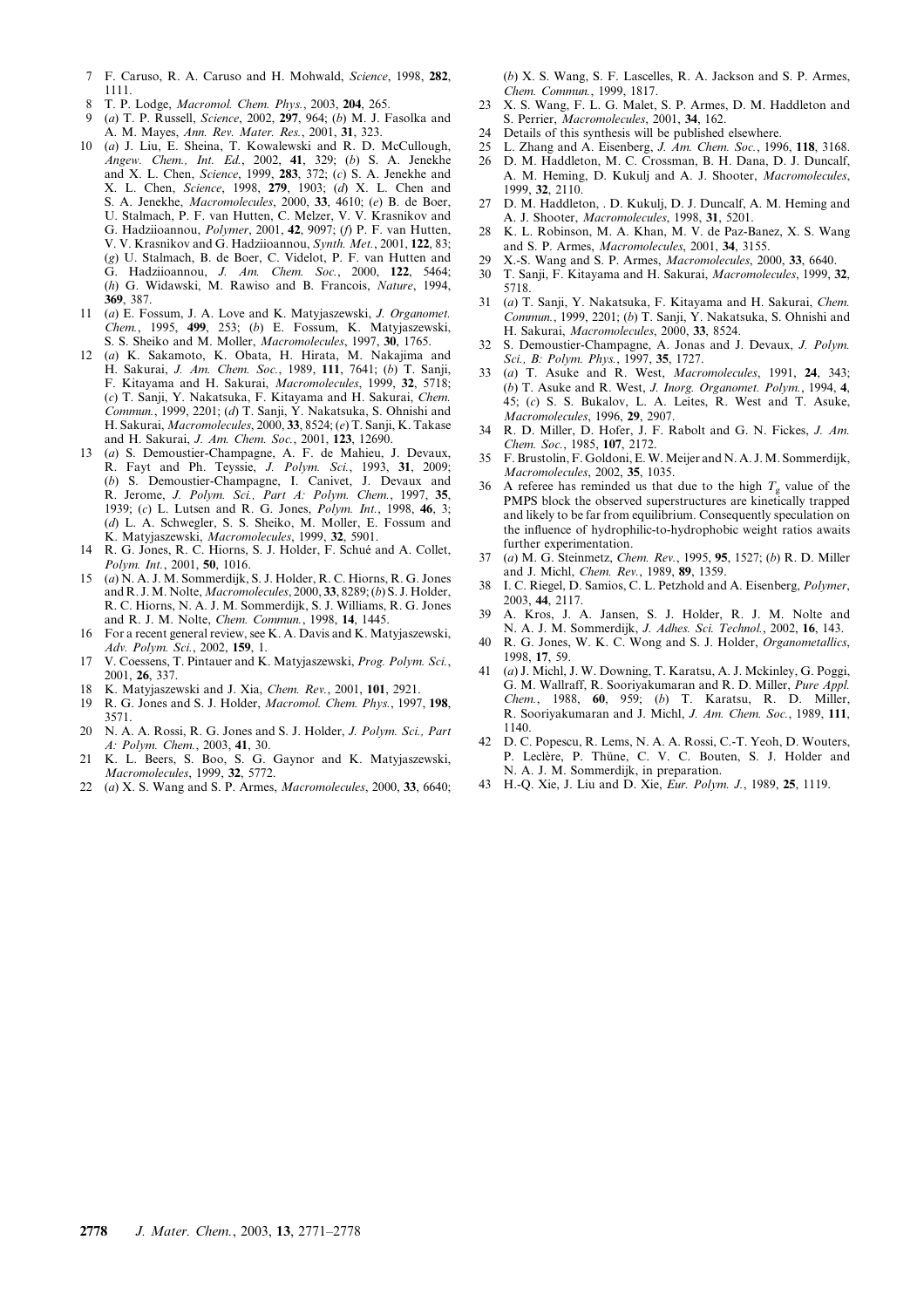7 F. Caruso, R. A. Caruso and H. Mohwald, *Science*, 1998, **282**, 1111.

8 T. P. Lodge, *Macromol. Chem. Phys.*, 2003, **204**, 265.

9 (*a*) T. P. Russell, *Science*, 2002, **297**, 964; (*b*) M. J. Fasolka and A. M. Mayes, *Ann. Rev. Mater. Res.*, 2001, **31**, 323.

10 (*a*) J. Liu, E. Sheina, T. Kowalewski and R. D. McCullough, *Angew. Chem., Int. Ed.*, 2002, **41**, 329; (*b*) S. A. Jenekhe and X. L. Chen, *Science*, 1999, **283**, 372; (*c*) S. A. Jenekhe and X. L. Chen, *Science*, 1998, **279**, 1903; (*d*) X. L. Chen and S. A. Jenekhe, *Macromolecules*, 2000, **33**, 4610; (*e*) B. de Boer, U. Stalmach, P. F. van Hutten, C. Melzer, V. V. Krasnikov and G. Hadziioannou, *Polymer*, 2001, **42**, 9097; (*f*) P. F. van Hutten, V. V. Krasnikov and G. Hadziioannou, *Synth. Met.*, 2001, **122**, 83; (*g*) U. Stalmach, B. de Boer, C. Videlot, P. F. van Hutten and G. Hadziioannou, *J. Am. Chem. Soc.*, 2000, **122**, 5464; (*h*) G. Widawski, M. Rawiso and B. Francois, *Nature*, 1994, **369**, 387.

11 (*a*) E. Fossum, J. A. Love and K. Matyjaszewski, *J. Organomet. Chem.*, 1995, **499**, 253; (*b*) E. Fossum, K. Matyjaszewski, S. S. Sheiko and M. Moller, *Macromolecules*, 1997, **30**, 1765.

12 (*a*) K. Sakamoto, K. Obata, H. Hirata, M. Nakajima and H. Sakurai, *J. Am. Chem. Soc.*, 1989, **111**, 7641; (*b*) T. Sanji, F. Kitayama and H. Sakurai, *Macromolecules*, 1999, **32**, 5718; (*c*) T. Sanji, Y. Nakatsuka, F. Kitayama and H. Sakurai, *Chem. Commun.*, 1999, 2201; (*d*) T. Sanji, Y. Nakatsuka, S. Ohnishi and H. Sakurai, *Macromolecules*, 2000, **33**, 8524; (*e*) T. Sanji, K. Takase and H. Sakurai, *J. Am. Chem. Soc.*, 2001, **123**, 12690.

13 (*a*) S. Demoustier-Champagne, A. F. de Mahieu, J. Devaux, R. Fayt and Ph. Teyssie, *J. Polym. Sci.*, 1993, **31**, 2009; (*b*) S. Demoustier-Champagne, I. Canivet, J. Devaux and R. Jerome, *J. Polym. Sci., Part A: Polym. Chem.*, 1997, **35**, 1939; (*c*) L. Lutsen and R. G. Jones, *Polym. Int.*, 1998, **46**, 3; (*d*) L. A. Schwegler, S. S. Sheiko, M. Moller, E. Fossum and K. Matyjaszewski, *Macromolecules*, 1999, **32**, 5901.

14 R. G. Jones, R. C. Hiorns, S. J. Holder, F. Schué and A. Collet, *Polym. Int.*, 2001, **50**, 1016.

15 (*a*) N. A. J. M. Sommerdijk, S. J. Holder, R. C. Hiorns, R. G. Jones and R. J. M. Nolte, *Macromolecules*, 2000, **33**, 8289; (*b*) S. J. Holder, R. C. Hiorns, N. A. J. M. Sommerdijk, S. J. Williams, R. G. Jones and R. J. M. Nolte, *Chem. Commun.*, 1998, **14**, 1445.

16 For a recent general review, see K. A. Davis and K. Matyjaszewski, *Adv. Polym. Sci.*, 2002, **159**, 1.

17 V. Coessens, T. Pintauer and K. Matyjaszewski, *Prog. Polym. Sci.*, 2001, **26**, 337.

18 K. Matyjaszewski and J. Xia, *Chem. Rev.*, 2001, **101**, 2921.

19 R. G. Jones and S. J. Holder, *Macromol. Chem. Phys.*, 1997, **198**, 3571.

20 N. A. A. Rossi, R. G. Jones and S. J. Holder, *J. Polym. Sci., Part A: Polym. Chem.*, 2003, **41**, 30.

21 K. L. Beers, S. Boo, S. G. Gaynor and K. Matyjaszewski, *Macromolecules*, 1999, **32**, 5772.

22 (*a*) X. S. Wang and S. P. Armes, *Macromolecules*, 2000, **33**, 6640; (*b*) X. S. Wang, S. F. Lascelles, R. A. Jackson and S. P. Armes, *Chem. Commun.*, 1999, 1817.

23 X. S. Wang, F. L. G. Malet, S. P. Armes, D. M. Haddleton and S. Perrier, *Macromolecules*, 2001, **34**, 162.

24 Details of this synthesis will be published elsewhere.

25 L. Zhang and A. Eisenberg, *J. Am. Chem. Soc.*, 1996, **118**, 3168.

26 D. M. Haddleton, M. C. Crossman, B. H. Dana, D. J. Duncalf, A. M. Heming, D. Kukulj and A. J. Shooter, *Macromolecules*, 1999, **32**, 2110.

27 D. M. Haddleton, . D. Kukulj, D. J. Duncalf, A. M. Heming and A. J. Shooter, *Macromolecules*, 1998, **31**, 5201.

28 K. L. Robinson, M. A. Khan, M. V. de Paz-Banez, X. S. Wang and S. P. Armes, *Macromolecules*, 2001, **34**, 3155.

29 X.-S. Wang and S. P. Armes, *Macromolecules*, 2000, **33**, 6640.

30 T. Sanji, F. Kitayama and H. Sakurai, *Macromolecules*, 1999, **32**, 5718.

31 (*a*) T. Sanji, Y. Nakatsuka, F. Kitayama and H. Sakurai, *Chem. Commun.*, 1999, 2201; (*b*) T. Sanji, Y. Nakatsuka, S. Ohnishi and H. Sakurai, *Macromolecules*, 2000, **33**, 8524.

32 S. Demoustier-Champagne, A. Jonas and J. Devaux, *J. Polym. Sci., B: Polym. Phys.*, 1997, **35**, 1727.

33 (*a*) T. Asuke and R. West, *Macromolecules*, 1991, **24**, 343; (*b*) T. Asuke and R. West, *J. Inorg. Organomet. Polym.*, 1994, **4**, 45; (*c*) S. S. Bukalov, L. A. Leites, R. West and T. Asuke, *Macromolecules*, 1996, **29**, 2907.

34 R. D. Miller, D. Hofer, J. F. Rabolt and G. N. Fickes, *J. Am. Chem. Soc.*, 1985, **107**, 2172.

35 F. Brustolin, F. Goldoni, E. W. Meijer and N. A. J. M. Sommerdijk, *Macromolecules*, 2002, **35**, 1035.

36 A referee has reminded us that due to the high $T_g$ value of the PMPS block the observed superstructures are kinetically trapped and likely to be far from equilibrium. Consequently speculation on the influence of hydrophilic-to-hydrophobic weight ratios awaits further experimentation.

37 (*a*) M. G. Steinmetz, *Chem. Rev.*, 1995, **95**, 1527; (*b*) R. D. Miller and J. Michl, *Chem. Rev.*, 1989, **89**, 1359.

38 I. C. Riegel, D. Samios, C. L. Petzhold and A. Eisenberg, *Polymer*, 2003, **44**, 2117.

39 A. Kros, J. A. Jansen, S. J. Holder, R. J. M. Nolte and N. A. J. M. Sommerdijk, *J. Adhes. Sci. Technol.*, 2002, **16**, 143.

40 R. G. Jones, W. K. C. Wong and S. J. Holder, *Organometallics*, 1998, **17**, 59.

41 (*a*) J. Michl, J. W. Downing, T. Karatsu, A. J. Mckinley, G. Poggi, G. M. Wallraff, R. Sooriyakumaran and R. D. Miller, *Pure Appl. Chem.*, 1988, **60**, 959; (*b*) T. Karatsu, R. D. Miller, R. Sooriyakumaran and J. Michl, *J. Am. Chem. Soc.*, 1989, **111**, 1140.

42 D. C. Popescu, R. Lems, N. A. A. Rossi, C.-T. Yeoh, D. Wouters, P. Leclère, P. Thüne, C. V. C. Bouten, S. J. Holder and N. A. J. M. Sommerdijk, in preparation.

43 H.-Q. Xie, J. Liu and D. Xie, *Eur. Polym. J.*, 1989, **25**, 1119.